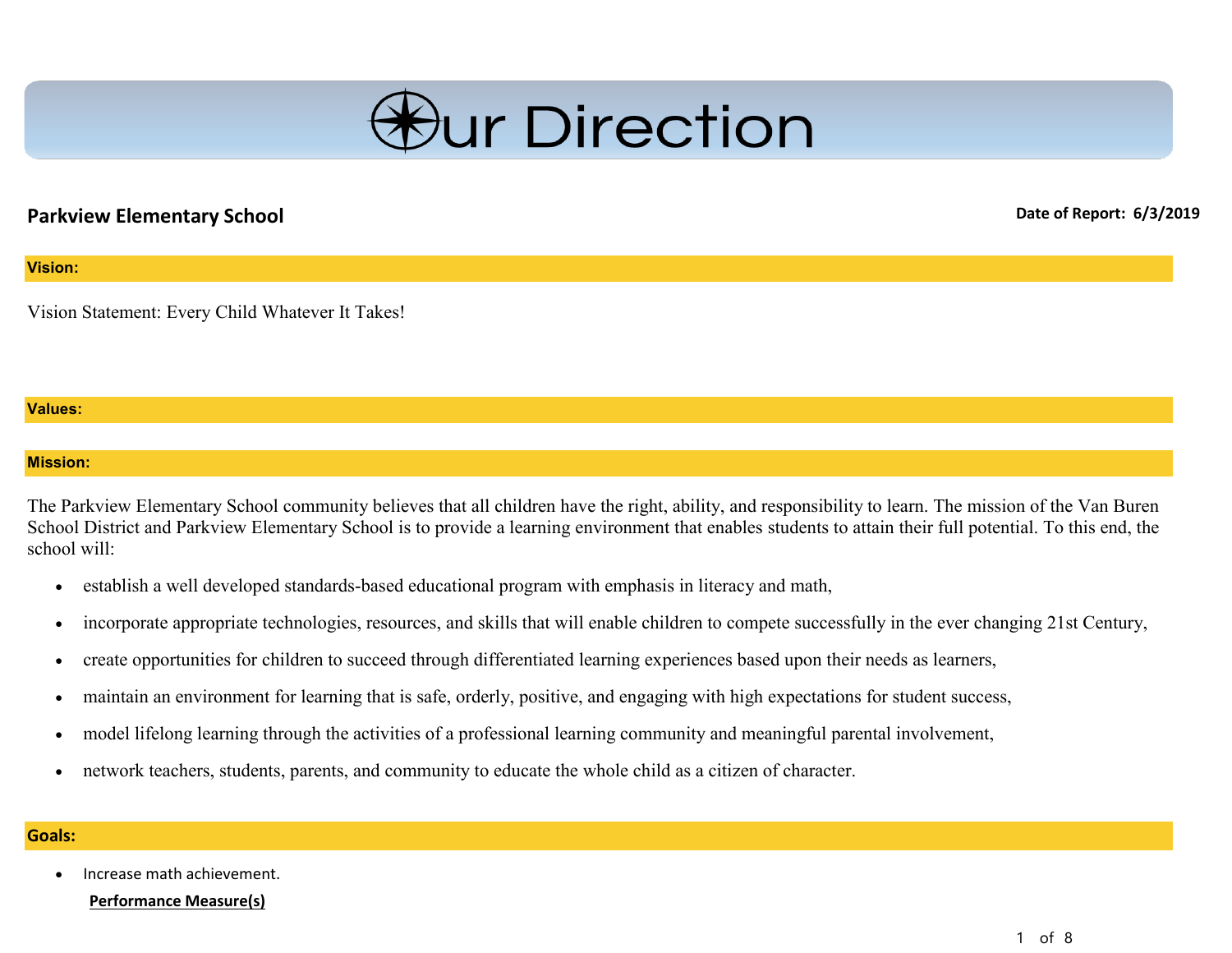# Our Direction

**Parkview Elementary School**

**Date of Report: 6/3/2019**

## Vision:

Vision Statement: Every Child Whatever It Takes!

## Values:

## Mission:

The Parkview Elementary School community believes that all children have the right, ability, and responsibility to learn. The mission of the Van Buren School District and Parkview Elementary School is to provide a learning environment that enables students to attain their full potential. To this end, the school will:

- establish a well developed standards-based educational program with emphasis in literacy and math,
- incorporate appropriate technologies, resources, and skills that will enable children to compete successfully in the ever changing 21st Century,
- create opportunities for children to succeed through differentiated learning experiences based upon their needs as learners,
- maintain an environment for learning that is safe, orderly, positive, and engaging with high expectations for student success,
- model lifelong learning through the activities of a professional learning community and meaningful parental involvement,
- network teachers, students, parents, and community to educate the whole child as a citizen of character.

## Goals:

- Increase math achievement.

  **Performance Measure(s)**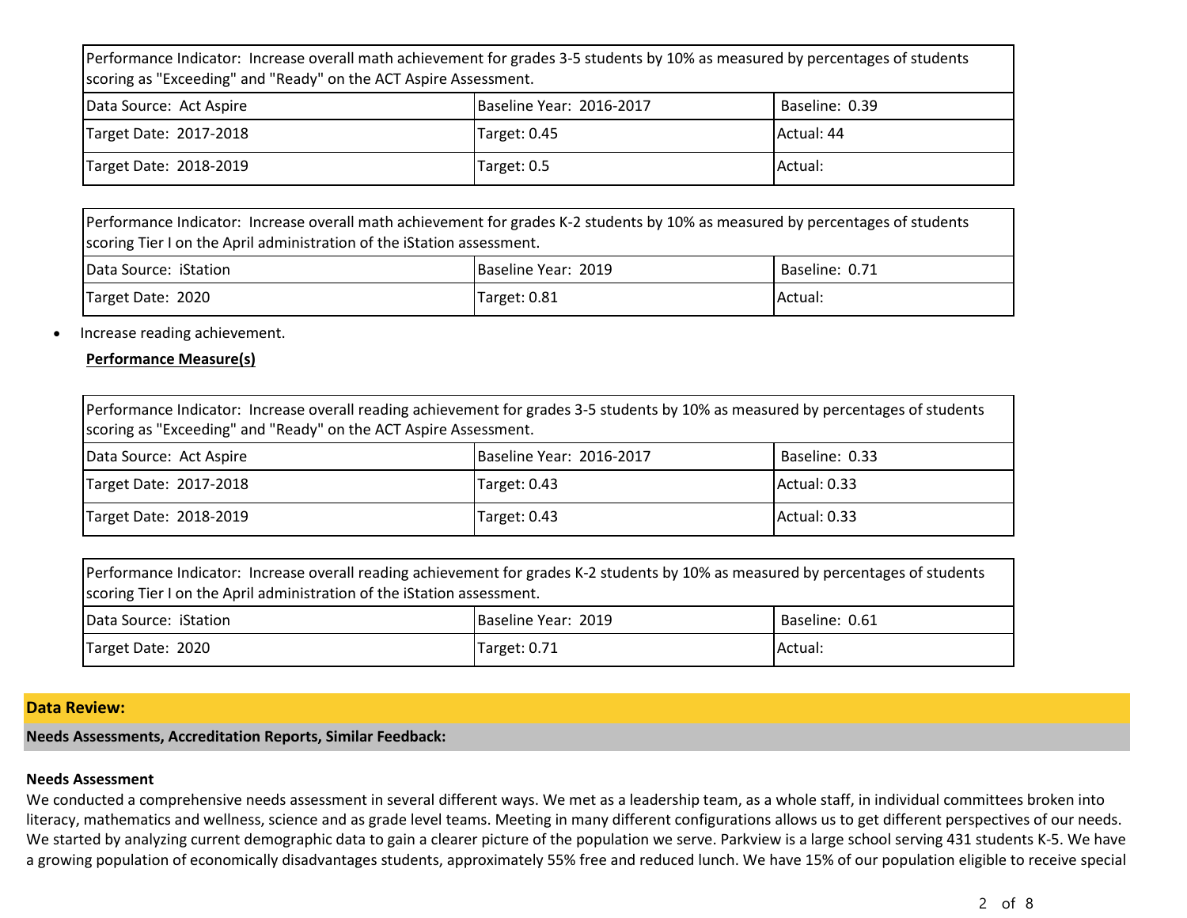| Performance Indicator: Increase overall math achievement for grades 3-5 students by 10% as measured by percentages of students scoring as "Exceeding" and "Ready" on the ACT Aspire Assessment. | | |
|---|---|---|
| Data Source: Act Aspire | Baseline Year: 2016-2017 | Baseline: 0.39 |
| Target Date: 2017-2018 | Target: 0.45 | Actual: 44 |
| Target Date: 2018-2019 | Target: 0.5 | Actual: |

| Performance Indicator: Increase overall math achievement for grades K-2 students by 10% as measured by percentages of students scoring Tier I on the April administration of the iStation assessment. | | |
|---|---|---|
| Data Source: iStation | Baseline Year: 2019 | Baseline: 0.71 |
| Target Date: 2020 | Target: 0.81 | Actual: |

- Increase reading achievement.

**Performance Measure(s)**

| Performance Indicator: Increase overall reading achievement for grades 3-5 students by 10% as measured by percentages of students scoring as "Exceeding" and "Ready" on the ACT Aspire Assessment. | | |
|---|---|---|
| Data Source: Act Aspire | Baseline Year: 2016-2017 | Baseline: 0.33 |
| Target Date: 2017-2018 | Target: 0.43 | Actual: 0.33 |
| Target Date: 2018-2019 | Target: 0.43 | Actual: 0.33 |

| Performance Indicator: Increase overall reading achievement for grades K-2 students by 10% as measured by percentages of students scoring Tier I on the April administration of the iStation assessment. | | |
|---|---|---|
| Data Source: iStation | Baseline Year: 2019 | Baseline: 0.61 |
| Target Date: 2020 | Target: 0.71 | Actual: |

## Data Review:

### Needs Assessments, Accreditation Reports, Similar Feedback:

**Needs Assessment**

We conducted a comprehensive needs assessment in several different ways. We met as a leadership team, as a whole staff, in individual committees broken into literacy, mathematics and wellness, science and as grade level teams. Meeting in many different configurations allows us to get different perspectives of our needs. We started by analyzing current demographic data to gain a clearer picture of the population we serve. Parkview is a large school serving 431 students K-5. We have a growing population of economically disadvantages students, approximately 55% free and reduced lunch. We have 15% of our population eligible to receive special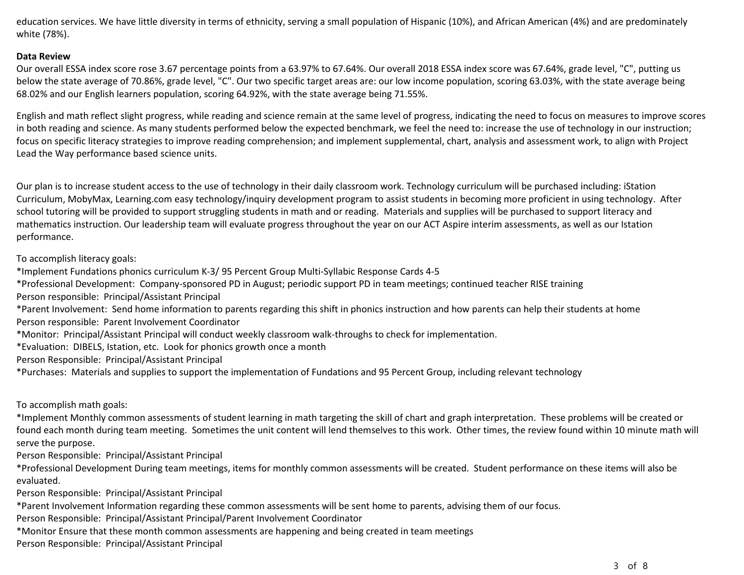education services. We have little diversity in terms of ethnicity, serving a small population of Hispanic (10%), and African American (4%) and are predominately white (78%).

**Data Review**

Our overall ESSA index score rose 3.67 percentage points from a 63.97% to 67.64%. Our overall 2018 ESSA index score was 67.64%, grade level, "C", putting us below the state average of 70.86%, grade level, "C". Our two specific target areas are: our low income population, scoring 63.03%, with the state average being 68.02% and our English learners population, scoring 64.92%, with the state average being 71.55%.

English and math reflect slight progress, while reading and science remain at the same level of progress, indicating the need to focus on measures to improve scores in both reading and science. As many students performed below the expected benchmark, we feel the need to: increase the use of technology in our instruction; focus on specific literacy strategies to improve reading comprehension; and implement supplemental, chart, analysis and assessment work, to align with Project Lead the Way performance based science units.

Our plan is to increase student access to the use of technology in their daily classroom work. Technology curriculum will be purchased including: iStation Curriculum, MobyMax, Learning.com easy technology/inquiry development program to assist students in becoming more proficient in using technology. After school tutoring will be provided to support struggling students in math and or reading. Materials and supplies will be purchased to support literacy and mathematics instruction. Our leadership team will evaluate progress throughout the year on our ACT Aspire interim assessments, as well as our Istation performance.

To accomplish literacy goals:

*Implement Fundations phonics curriculum K-3/ 95 Percent Group Multi-Syllabic Response Cards 4-5
*Professional Development: Company-sponsored PD in August; periodic support PD in team meetings; continued teacher RISE training
Person responsible: Principal/Assistant Principal
*Parent Involvement: Send home information to parents regarding this shift in phonics instruction and how parents can help their students at home
Person responsible: Parent Involvement Coordinator
*Monitor: Principal/Assistant Principal will conduct weekly classroom walk-throughs to check for implementation.
*Evaluation: DIBELS, Istation, etc. Look for phonics growth once a month
Person Responsible: Principal/Assistant Principal
*Purchases: Materials and supplies to support the implementation of Fundations and 95 Percent Group, including relevant technology

To accomplish math goals:

*Implement Monthly common assessments of student learning in math targeting the skill of chart and graph interpretation. These problems will be created or found each month during team meeting. Sometimes the unit content will lend themselves to this work. Other times, the review found within 10 minute math will serve the purpose.
Person Responsible: Principal/Assistant Principal
*Professional Development During team meetings, items for monthly common assessments will be created. Student performance on these items will also be evaluated.
Person Responsible: Principal/Assistant Principal
*Parent Involvement Information regarding these common assessments will be sent home to parents, advising them of our focus.
Person Responsible: Principal/Assistant Principal/Parent Involvement Coordinator
*Monitor Ensure that these month common assessments are happening and being created in team meetings
Person Responsible: Principal/Assistant Principal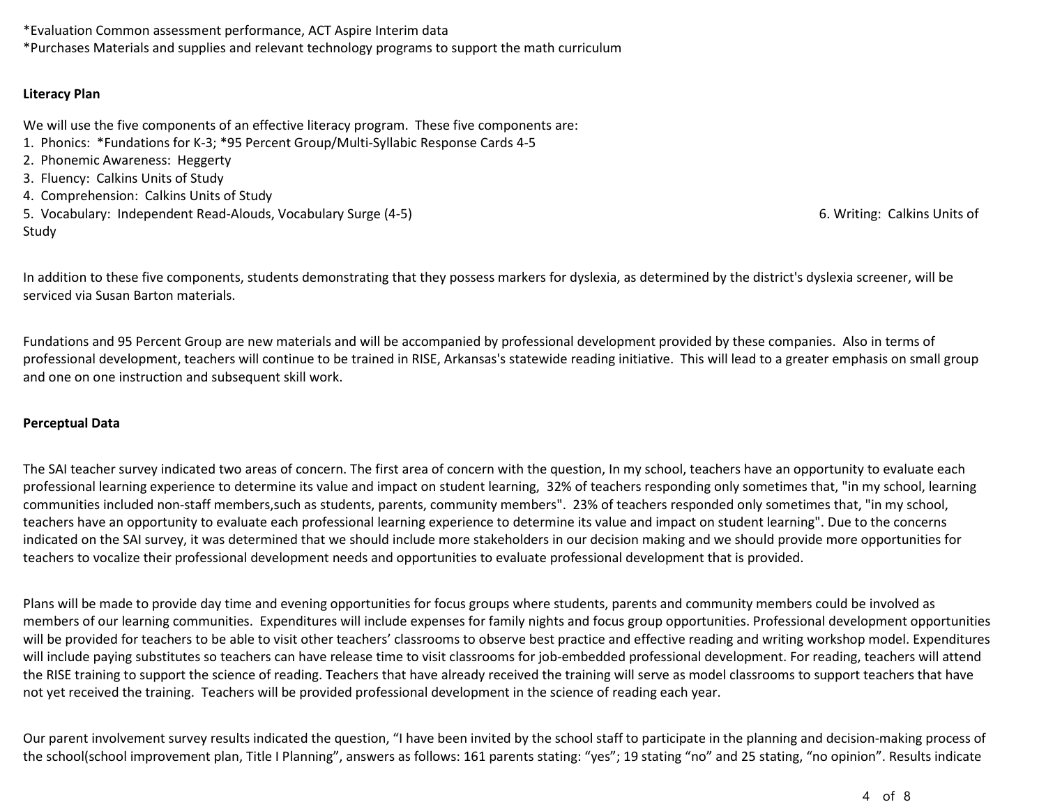*Evaluation Common assessment performance, ACT Aspire Interim data
*Purchases Materials and supplies and relevant technology programs to support the math curriculum

**Literacy Plan**

We will use the five components of an effective literacy program. These five components are:
1. Phonics: *Fundations for K-3; *95 Percent Group/Multi-Syllabic Response Cards 4-5
2. Phonemic Awareness: Heggerty
3. Fluency: Calkins Units of Study
4. Comprehension: Calkins Units of Study
5. Vocabulary: Independent Read-Alouds, Vocabulary Surge (4-5)
6. Writing: Calkins Units of Study

In addition to these five components, students demonstrating that they possess markers for dyslexia, as determined by the district's dyslexia screener, will be serviced via Susan Barton materials.

Fundations and 95 Percent Group are new materials and will be accompanied by professional development provided by these companies. Also in terms of professional development, teachers will continue to be trained in RISE, Arkansas's statewide reading initiative. This will lead to a greater emphasis on small group and one on one instruction and subsequent skill work.

**Perceptual Data**

The SAI teacher survey indicated two areas of concern. The first area of concern with the question, In my school, teachers have an opportunity to evaluate each professional learning experience to determine its value and impact on student learning, 32% of teachers responding only sometimes that, "in my school, learning communities included non-staff members,such as students, parents, community members". 23% of teachers responded only sometimes that, "in my school, teachers have an opportunity to evaluate each professional learning experience to determine its value and impact on student learning". Due to the concerns indicated on the SAI survey, it was determined that we should include more stakeholders in our decision making and we should provide more opportunities for teachers to vocalize their professional development needs and opportunities to evaluate professional development that is provided.

Plans will be made to provide day time and evening opportunities for focus groups where students, parents and community members could be involved as members of our learning communities. Expenditures will include expenses for family nights and focus group opportunities. Professional development opportunities will be provided for teachers to be able to visit other teachers' classrooms to observe best practice and effective reading and writing workshop model. Expenditures will include paying substitutes so teachers can have release time to visit classrooms for job-embedded professional development. For reading, teachers will attend the RISE training to support the science of reading. Teachers that have already received the training will serve as model classrooms to support teachers that have not yet received the training. Teachers will be provided professional development in the science of reading each year.

Our parent involvement survey results indicated the question, "I have been invited by the school staff to participate in the planning and decision-making process of the school(school improvement plan, Title I Planning", answers as follows: 161 parents stating: "yes"; 19 stating "no" and 25 stating, "no opinion". Results indicate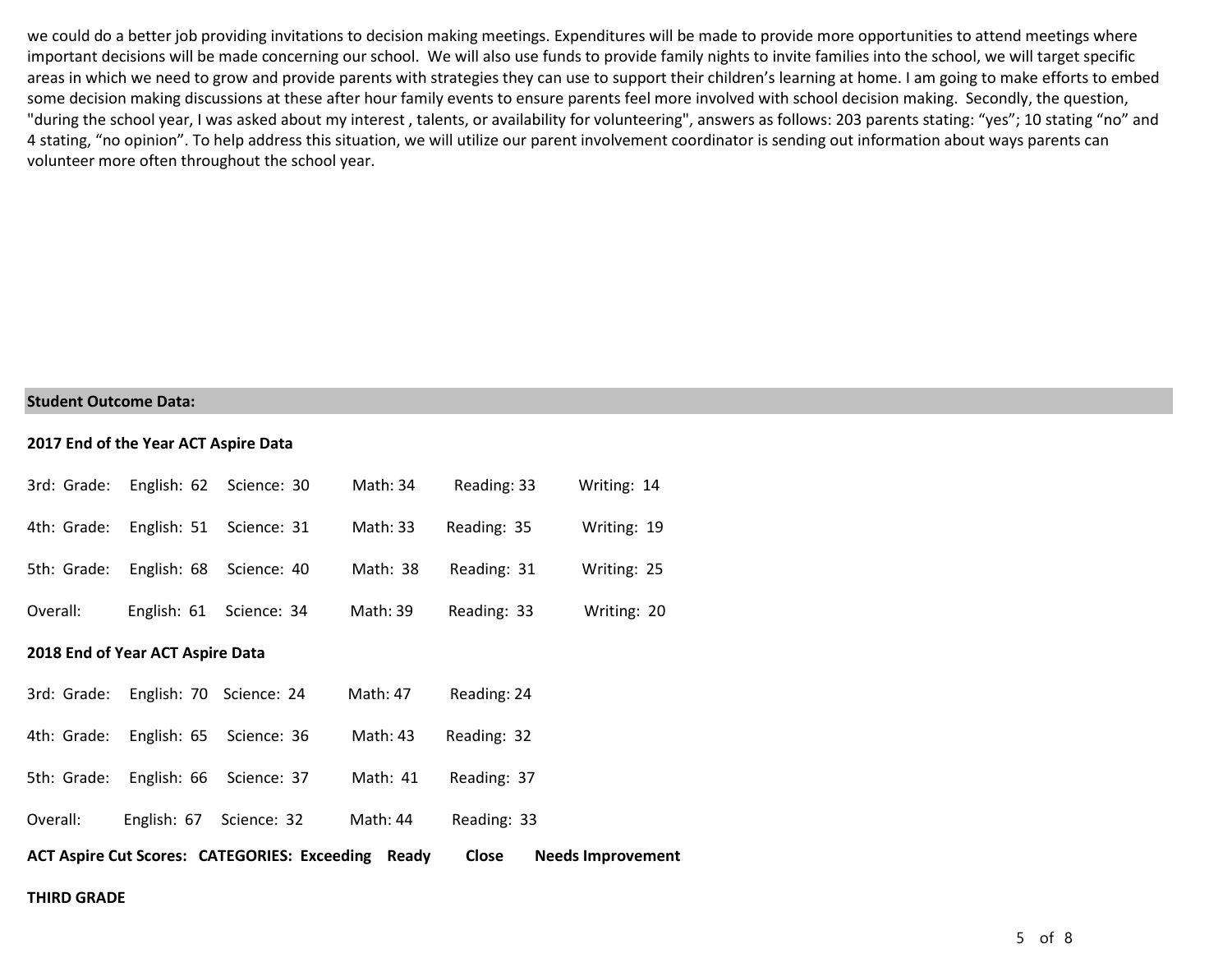we could do a better job providing invitations to decision making meetings. Expenditures will be made to provide more opportunities to attend meetings where important decisions will be made concerning our school. We will also use funds to provide family nights to invite families into the school, we will target specific areas in which we need to grow and provide parents with strategies they can use to support their children's learning at home. I am going to make efforts to embed some decision making discussions at these after hour family events to ensure parents feel more involved with school decision making. Secondly, the question, "during the school year, I was asked about my interest , talents, or availability for volunteering", answers as follows: 203 parents stating: "yes"; 10 stating "no" and 4 stating, "no opinion". To help address this situation, we will utilize our parent involvement coordinator is sending out information about ways parents can volunteer more often throughout the school year.

## Student Outcome Data:

**2017 End of the Year ACT Aspire Data**

| | English | Science | Math | Reading | Writing |
|---|---|---|---|---|---|
| 3rd: Grade: | 62 | 30 | 34 | 33 | 14 |
| 4th: Grade: | 51 | 31 | 33 | 35 | 19 |
| 5th: Grade: | 68 | 40 | 38 | 31 | 25 |
| Overall: | 61 | 34 | 39 | 33 | 20 |

**2018 End of Year ACT Aspire Data**

| | English | Science | Math | Reading |
|---|---|---|---|---|
| 3rd: Grade: | 70 | 24 | 47 | 24 |
| 4th: Grade: | 65 | 36 | 43 | 32 |
| 5th: Grade: | 66 | 37 | 41 | 37 |
| Overall: | 67 | 32 | 44 | 33 |

**ACT Aspire Cut Scores: CATEGORIES: Exceeding Ready Close Needs Improvement**

**THIRD GRADE**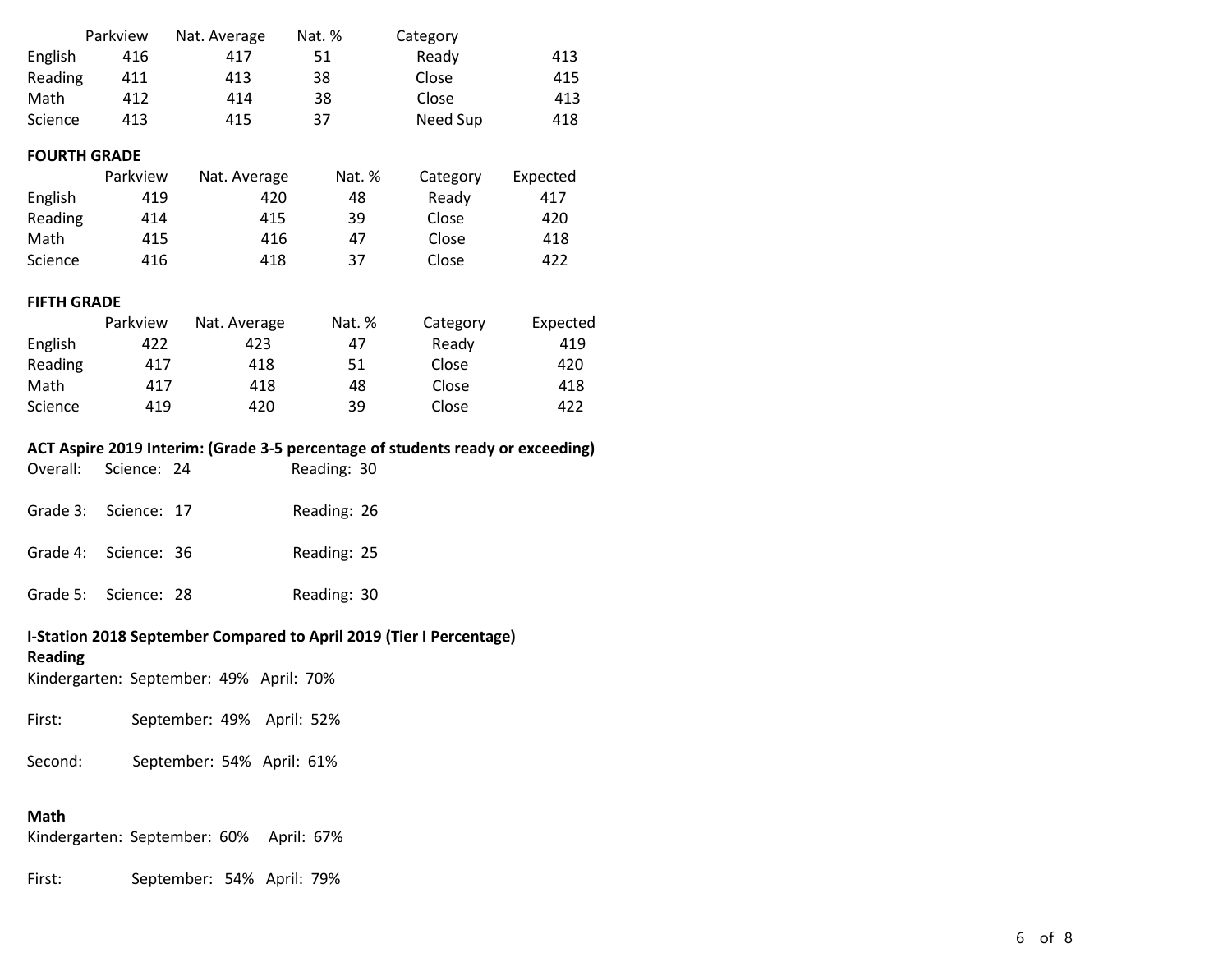| | Parkview | Nat. Average | Nat. % | Category | |
|---|---|---|---|---|---|
| English | 416 | 417 | 51 | Ready | 413 |
| Reading | 411 | 413 | 38 | Close | 415 |
| Math | 412 | 414 | 38 | Close | 413 |
| Science | 413 | 415 | 37 | Need Sup | 418 |

**FOURTH GRADE**

| | Parkview | Nat. Average | Nat. % | Category | Expected |
|---|---|---|---|---|---|
| English | 419 | 420 | 48 | Ready | 417 |
| Reading | 414 | 415 | 39 | Close | 420 |
| Math | 415 | 416 | 47 | Close | 418 |
| Science | 416 | 418 | 37 | Close | 422 |

**FIFTH GRADE**

| | Parkview | Nat. Average | Nat. % | Category | Expected |
|---|---|---|---|---|---|
| English | 422 | 423 | 47 | Ready | 419 |
| Reading | 417 | 418 | 51 | Close | 420 |
| Math | 417 | 418 | 48 | Close | 418 |
| Science | 419 | 420 | 39 | Close | 422 |

**ACT Aspire 2019 Interim: (Grade 3-5 percentage of students ready or exceeding)**

Overall: Science: 24 Reading: 30

Grade 3: Science: 17 Reading: 26

Grade 4: Science: 36 Reading: 25

Grade 5: Science: 28 Reading: 30

**I-Station 2018 September Compared to April 2019 (Tier I Percentage)**

**Reading**

Kindergarten: September: 49% April: 70%

First: September: 49% April: 52%

Second: September: 54% April: 61%

**Math**

Kindergarten: September: 60% April: 67%

First: September: 54% April: 79%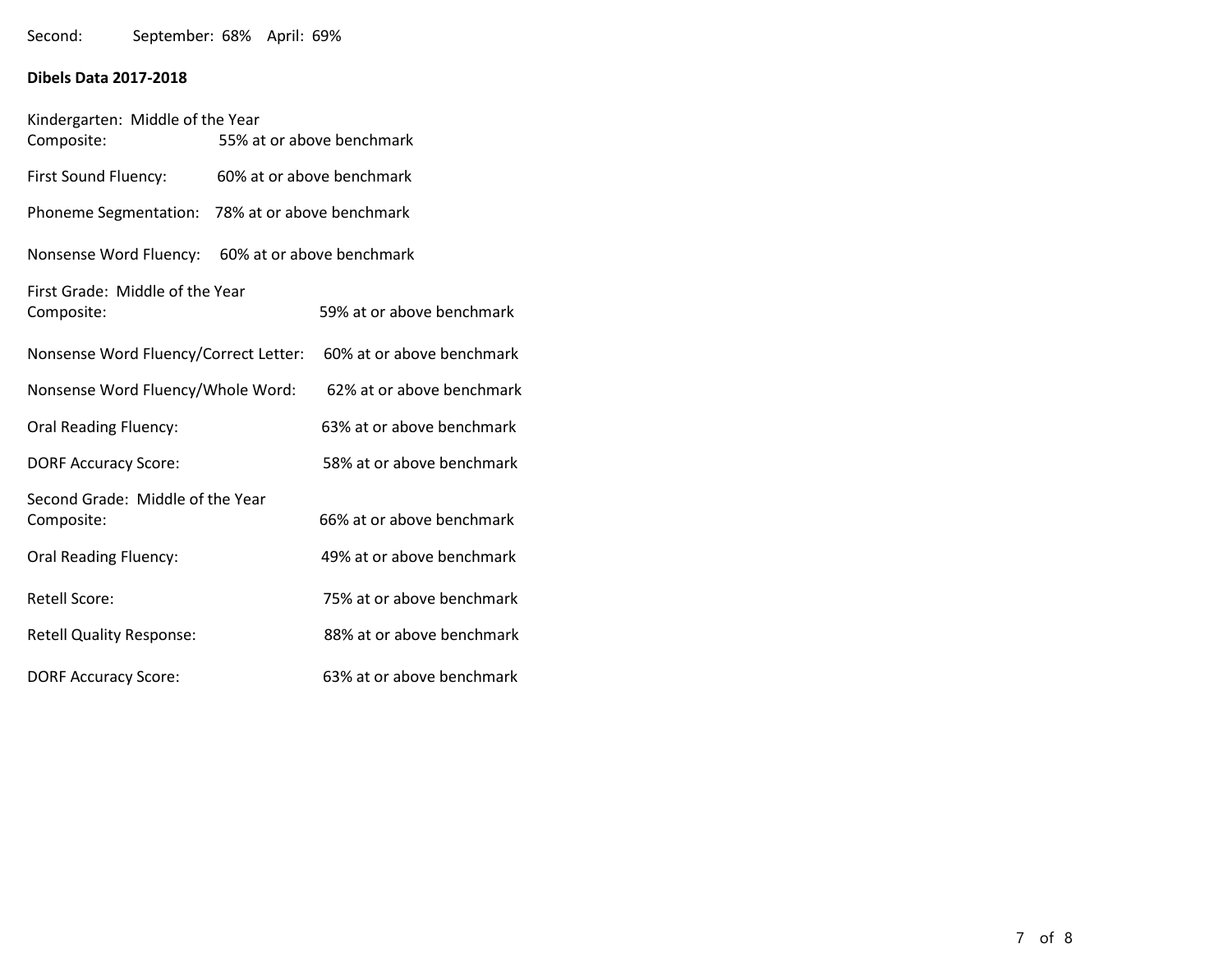Second: September: 68% April: 69%

**Dibels Data 2017-2018**

Kindergarten: Middle of the Year

Composite: 55% at or above benchmark

First Sound Fluency: 60% at or above benchmark

Phoneme Segmentation: 78% at or above benchmark

Nonsense Word Fluency: 60% at or above benchmark

First Grade: Middle of the Year

Composite: 59% at or above benchmark

Nonsense Word Fluency/Correct Letter: 60% at or above benchmark

Nonsense Word Fluency/Whole Word: 62% at or above benchmark

Oral Reading Fluency: 63% at or above benchmark

DORF Accuracy Score: 58% at or above benchmark

Second Grade: Middle of the Year

Composite: 66% at or above benchmark

Oral Reading Fluency: 49% at or above benchmark

Retell Score: 75% at or above benchmark

Retell Quality Response: 88% at or above benchmark

DORF Accuracy Score: 63% at or above benchmark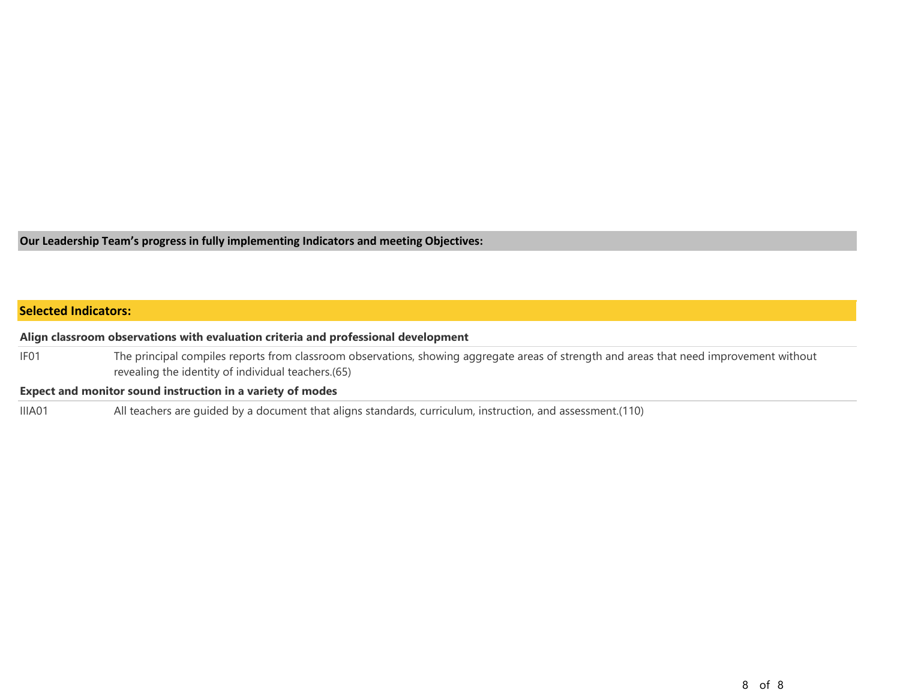**Our Leadership Team's progress in fully implementing Indicators and meeting Objectives:**

**Selected Indicators:**

**Align classroom observations with evaluation criteria and professional development**

| | |
|---|---|
| IF01 | The principal compiles reports from classroom observations, showing aggregate areas of strength and areas that need improvement without revealing the identity of individual teachers.(65) |

**Expect and monitor sound instruction in a variety of modes**

| | |
|---|---|
| IIIA01 | All teachers are guided by a document that aligns standards, curriculum, instruction, and assessment.(110) |